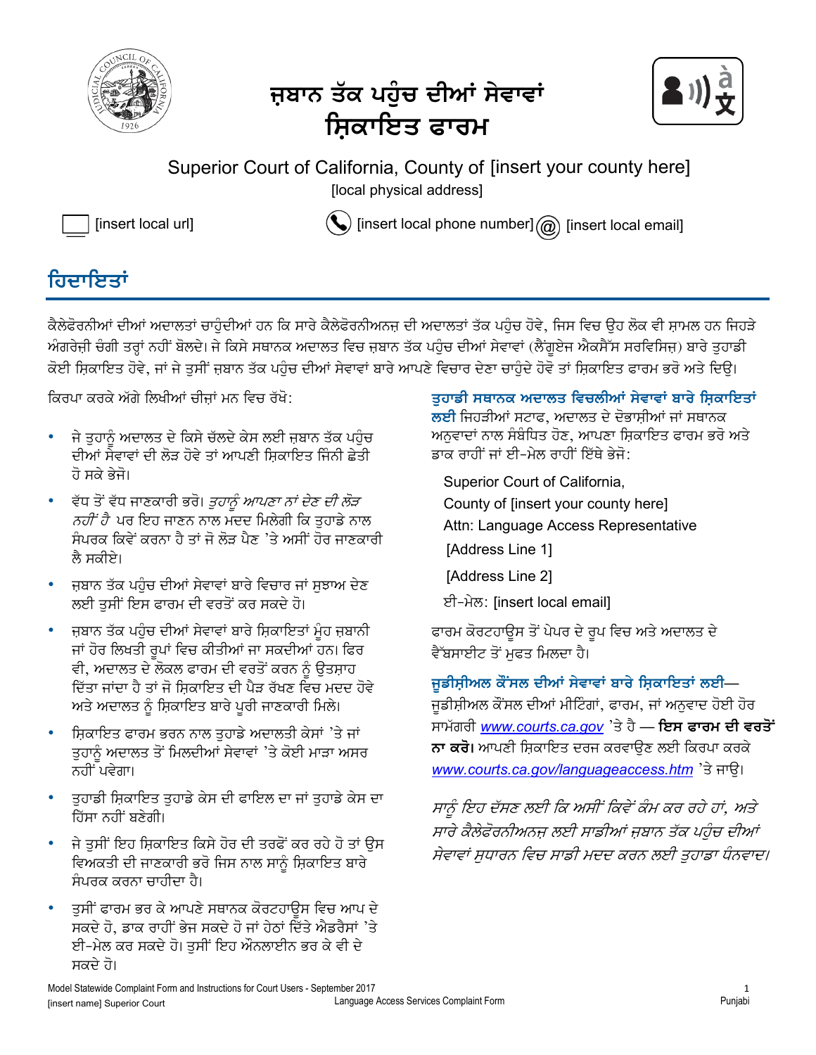# ਜ਼ਬਾਨ ਤੱਕ ਪਹੁੰਚ ਦੀਆਂ ਸੇਵਾਵਾਂ ਸ਼ਿਕਾਇਤ ਫਾਰਮ

Superior Court of California, County of [insert your county here]
[local physical address]

[insert local url]   [insert local phone number]   [insert local email]

## ਹਿਦਾਇਤਾਂ

ਕੈਲੇਫੋਰਨੀਆਂ ਦੀਆਂ ਅਦਾਲਤਾਂ ਚਾਹੁੰਦੀਆਂ ਹਨ ਕਿ ਸਾਰੇ ਕੈਲੇਫੋਰਨੀਅਨਜ਼ ਦੀ ਅਦਾਲਤਾਂ ਤੱਕ ਪਹੁੰਚ ਹੋਵੇ, ਜਿਸ ਵਿਚ ਉਹ ਲੋਕ ਵੀ ਸ਼ਾਮਲ ਹਨ ਜਿਹੜੇ ਅੰਗਰੇਜ਼ੀ ਚੰਗੀ ਤਰ੍ਹਾਂ ਨਹੀਂ ਬੋਲਦੇ। ਜੇ ਕਿਸੇ ਸਥਾਨਕ ਅਦਾਲਤ ਵਿਚ ਜ਼ਬਾਨ ਤੱਕ ਪਹੁੰਚ ਦੀਆਂ ਸੇਵਾਵਾਂ (ਲੈਂਗੁਏਜ ਐਕਸੈੱਸ ਸਰਵਿਸਿਜ਼) ਬਾਰੇ ਤੁਹਾਡੀ ਕੋਈ ਸ਼ਿਕਾਇਤ ਹੋਵੇ, ਜਾਂ ਜੇ ਤੁਸੀਂ ਜ਼ਬਾਨ ਤੱਕ ਪਹੁੰਚ ਦੀਆਂ ਸੇਵਾਵਾਂ ਬਾਰੇ ਆਪਣੇ ਵਿਚਾਰ ਦੇਣਾ ਚਾਹੁੰਦੇ ਹੋਵੋ ਤਾਂ ਸ਼ਿਕਾਇਤ ਫਾਰਮ ਭਰੋ ਅਤੇ ਦਿਉ।

ਕਿਰਪਾ ਕਰਕੇ ਅੱਗੇ ਲਿਖੀਆਂ ਚੀਜ਼ਾਂ ਮਨ ਵਿਚ ਰੱਖੋ:

- ਜੇ ਤੁਹਾਨੂੰ ਅਦਾਲਤ ਦੇ ਕਿਸੇ ਚੱਲਦੇ ਕੇਸ ਲਈ ਜ਼ਬਾਨ ਤੱਕ ਪਹੁੰਚ ਦੀਆਂ ਸੇਵਾਵਾਂ ਦੀ ਲੋੜ ਹੋਵੇ ਤਾਂ ਆਪਣੀ ਸ਼ਿਕਾਇਤ ਜਿੰਨੀ ਛੇਤੀ ਹੋ ਸਕੇ ਭੇਜੋ।
- ਵੱਧ ਤੋਂ ਵੱਧ ਜਾਣਕਾਰੀ ਭਰੋ। *ਤੁਹਾਨੂੰ ਆਪਣਾ ਨਾਂ ਦੇਣ ਦੀ ਲੋੜ ਨਹੀਂ ਹੈ* ਪਰ ਇਹ ਜਾਣਨ ਨਾਲ ਮਦਦ ਮਿਲੇਗੀ ਕਿ ਤੁਹਾਡੇ ਨਾਲ ਸੰਪਰਕ ਕਿਵੇਂ ਕਰਨਾ ਹੈ ਤਾਂ ਜੋ ਲੋੜ ਪੈਣ 'ਤੇ ਅਸੀਂ ਹੋਰ ਜਾਣਕਾਰੀ ਲੈ ਸਕੀਏ।
- ਜ਼ਬਾਨ ਤੱਕ ਪਹੁੰਚ ਦੀਆਂ ਸੇਵਾਵਾਂ ਬਾਰੇ ਵਿਚਾਰ ਜਾਂ ਸੁਝਾਅ ਦੇਣ ਲਈ ਤੁਸੀਂ ਇਸ ਫਾਰਮ ਦੀ ਵਰਤੋਂ ਕਰ ਸਕਦੇ ਹੋ।
- ਜ਼ਬਾਨ ਤੱਕ ਪਹੁੰਚ ਦੀਆਂ ਸੇਵਾਵਾਂ ਬਾਰੇ ਸ਼ਿਕਾਇਤਾਂ ਮੂੰਹ ਜ਼ਬਾਨੀ ਜਾਂ ਹੋਰ ਲਿਖਤੀ ਰੂਪਾਂ ਵਿਚ ਕੀਤੀਆਂ ਜਾ ਸਕਦੀਆਂ ਹਨ। ਫਿਰ ਵੀ, ਅਦਾਲਤ ਦੇ ਲੋਕਲ ਫਾਰਮ ਦੀ ਵਰਤੋਂ ਕਰਨ ਨੂੰ ਉਤਸ਼ਾਹ ਦਿੱਤਾ ਜਾਂਦਾ ਹੈ ਤਾਂ ਜੋ ਸ਼ਿਕਾਇਤ ਦੀ ਪੈੜ ਰੱਖਣ ਵਿਚ ਮਦਦ ਹੋਵੇ ਅਤੇ ਅਦਾਲਤ ਨੂੰ ਸ਼ਿਕਾਇਤ ਬਾਰੇ ਪੂਰੀ ਜਾਣਕਾਰੀ ਮਿਲੇ।
- ਸ਼ਿਕਾਇਤ ਫਾਰਮ ਭਰਨ ਨਾਲ ਤੁਹਾਡੇ ਅਦਾਲਤੀ ਕੇਸਾਂ 'ਤੇ ਜਾਂ ਤੁਹਾਨੂੰ ਅਦਾਲਤ ਤੋਂ ਮਿਲਦੀਆਂ ਸੇਵਾਵਾਂ 'ਤੇ ਕੋਈ ਮਾੜਾ ਅਸਰ ਨਹੀਂ ਪਵੇਗਾ।
- ਤੁਹਾਡੀ ਸ਼ਿਕਾਇਤ ਤੁਹਾਡੇ ਕੇਸ ਦੀ ਫਾਇਲ ਦਾ ਜਾਂ ਤੁਹਾਡੇ ਕੇਸ ਦਾ ਹਿੱਸਾ ਨਹੀਂ ਬਣੇਗੀ।
- ਜੇ ਤੁਸੀਂ ਇਹ ਸ਼ਿਕਾਇਤ ਕਿਸੇ ਹੋਰ ਦੀ ਤਰਫੋਂ ਕਰ ਰਹੇ ਹੋ ਤਾਂ ਉਸ ਵਿਅਕਤੀ ਦੀ ਜਾਣਕਾਰੀ ਭਰੋ ਜਿਸ ਨਾਲ ਸਾਨੂੰ ਸ਼ਿਕਾਇਤ ਬਾਰੇ ਸੰਪਰਕ ਕਰਨਾ ਚਾਹੀਦਾ ਹੈ।
- ਤੁਸੀਂ ਫਾਰਮ ਭਰ ਕੇ ਆਪਣੇ ਸਥਾਨਕ ਕੋਰਟਹਾਊਸ ਵਿਚ ਆਪ ਦੇ ਸਕਦੇ ਹੋ, ਡਾਕ ਰਾਹੀਂ ਭੇਜ ਸਕਦੇ ਹੋ ਜਾਂ ਹੇਠਾਂ ਦਿੱਤੇ ਐਡਰੈਸਾਂ 'ਤੇ ਈ-ਮੇਲ ਕਰ ਸਕਦੇ ਹੋ। ਤੁਸੀਂ ਇਹ ਔਨਲਾਈਨ ਭਰ ਕੇ ਵੀ ਦੇ ਸਕਦੇ ਹੋ।

**ਤੁਹਾਡੀ ਸਥਾਨਕ ਅਦਾਲਤ ਵਿਚਲੀਆਂ ਸੇਵਾਵਾਂ ਬਾਰੇ ਸ਼ਿਕਾਇਤਾਂ ਲਈ** ਜਿਹੜੀਆਂ ਸਟਾਫ, ਅਦਾਲਤ ਦੇ ਦੋਭਾਸ਼ੀਆਂ ਜਾਂ ਸਥਾਨਕ ਅਨੁਵਾਦਾਂ ਨਾਲ ਸੰਬੰਧਿਤ ਹੋਣ, ਆਪਣਾ ਸ਼ਿਕਾਇਤ ਫਾਰਮ ਭਰੋ ਅਤੇ ਡਾਕ ਰਾਹੀਂ ਜਾਂ ਈ-ਮੇਲ ਰਾਹੀਂ ਇੱਥੇ ਭੇਜੋ:

Superior Court of California,
County of [insert your county here]
Attn: Language Access Representative
[Address Line 1]
[Address Line 2]
ਈ-ਮੇਲ: [insert local email]

ਫਾਰਮ ਕੋਰਟਹਾਊਸ ਤੋਂ ਪੇਪਰ ਦੇ ਰੂਪ ਵਿਚ ਅਤੇ ਅਦਾਲਤ ਦੇ ਵੈੱਬਸਾਈਟ ਤੋਂ ਮੁਫਤ ਮਿਲਦਾ ਹੈ।

**ਜੁਡੀਸ਼ੀਅਲ ਕੌਂਸਲ ਦੀਆਂ ਸੇਵਾਵਾਂ ਬਾਰੇ ਸ਼ਿਕਾਇਤਾਂ ਲਈ**— ਜੁਡੀਸ਼ੀਅਲ ਕੌਂਸਲ ਦੀਆਂ ਮੀਟਿੰਗਾਂ, ਫਾਰਮ, ਜਾਂ ਅਨੁਵਾਦ ਹੋਈ ਹੋਰ ਸਾਮੱਗਰੀ www.courts.ca.gov 'ਤੇ ਹੈ — **ਇਸ ਫਾਰਮ ਦੀ ਵਰਤੋਂ ਨਾ ਕਰੋ।** ਆਪਣੀ ਸ਼ਿਕਾਇਤ ਦਰਜ ਕਰਵਾਉਣ ਲਈ ਕਿਰਪਾ ਕਰਕੇ www.courts.ca.gov/languageaccess.htm 'ਤੇ ਜਾਉ।

*ਸਾਨੂੰ ਇਹ ਦੱਸਣ ਲਈ ਕਿ ਅਸੀਂ ਕਿਵੇਂ ਕੰਮ ਕਰ ਰਹੇ ਹਾਂ, ਅਤੇ ਸਾਰੇ ਕੈਲੇਫੋਰਨੀਅਨਜ਼ ਲਈ ਸਾਡੀਆਂ ਜ਼ਬਾਨ ਤੱਕ ਪਹੁੰਚ ਦੀਆਂ ਸੇਵਾਵਾਂ ਸੁਧਾਰਨ ਵਿਚ ਸਾਡੀ ਮਦਦ ਕਰਨ ਲਈ ਤੁਹਾਡਾ ਧੰਨਵਾਦ।*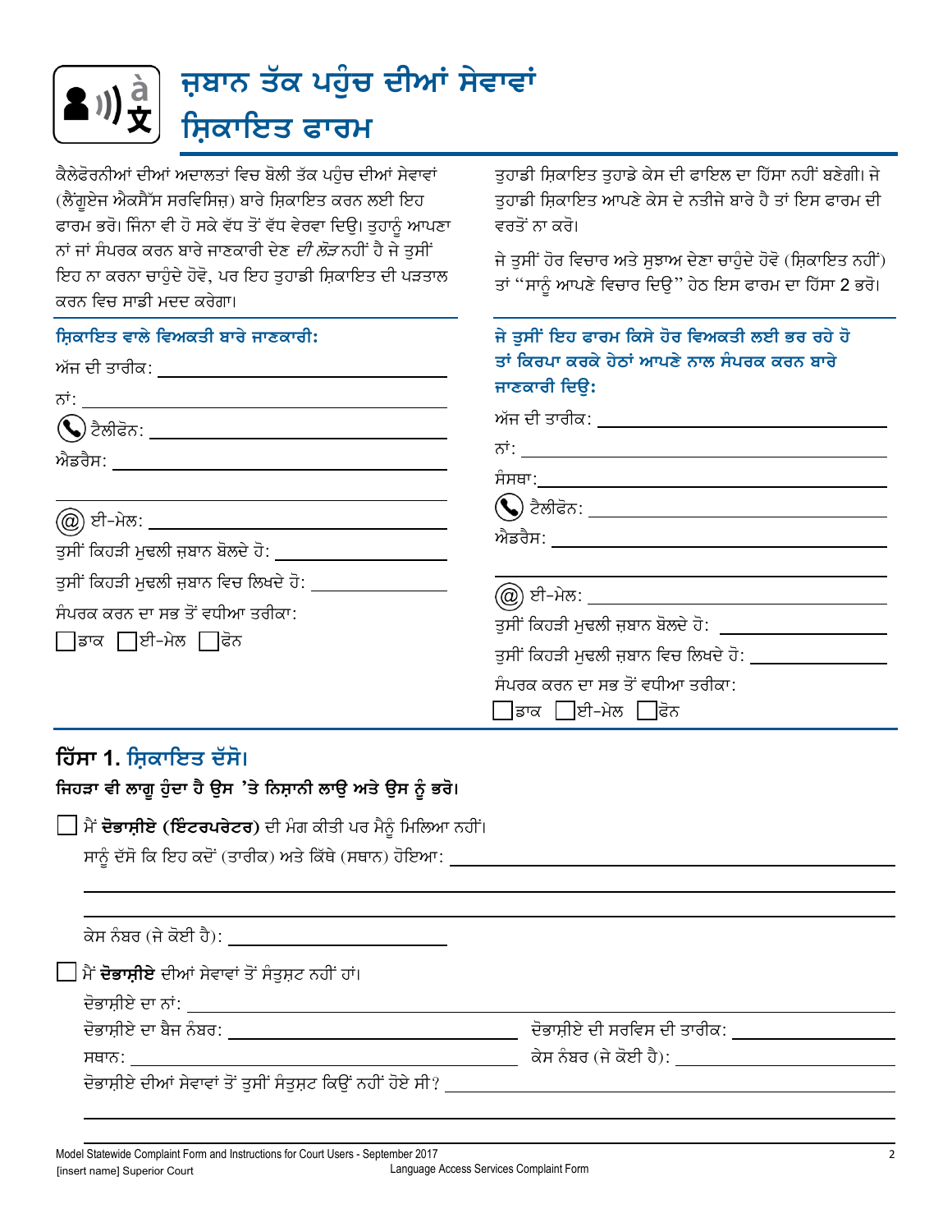# ਜ਼ੁਬਾਨ ਤੱਕ ਪਹੁੰਚ ਦੀਆਂ ਸੇਵਾਵਾਂ ਸ਼ਿਕਾਇਤ ਫਾਰਮ

ਕੈਲੇਫੋਰਨੀਆਂ ਦੀਆਂ ਅਦਾਲਤਾਂ ਵਿਚ ਬੋਲੀ ਤੱਕ ਪਹੁੰਚ ਦੀਆਂ ਸੇਵਾਵਾਂ (ਲੈਂਗੂਏਜ ਐਕਸੈੱਸ ਸਰਵਿਸਿਜ਼) ਬਾਰੇ ਸ਼ਿਕਾਇਤ ਕਰਨ ਲਈ ਇਹ ਫਾਰਮ ਭਰੋ। ਜਿੰਨਾ ਵੀ ਹੋ ਸਕੇ ਵੱਧ ਤੋਂ ਵੱਧ ਵੇਰਵਾ ਦਿਉ। ਤੁਹਾਨੂੰ ਆਪਣਾ ਨਾਂ ਜਾਂ ਸੰਪਰਕ ਕਰਨ ਬਾਰੇ ਜਾਣਕਾਰੀ ਦੇਣ *ਦੀ ਲੋੜ* ਨਹੀਂ ਹੈ ਜੇ ਤੁਸੀਂ ਇਹ ਨਾ ਕਰਨਾ ਚਾਹੁੰਦੇ ਹੋਵੋ, ਪਰ ਇਹ ਤੁਹਾਡੀ ਸ਼ਿਕਾਇਤ ਦੀ ਪੜਤਾਲ ਕਰਨ ਵਿਚ ਸਾਡੀ ਮਦਦ ਕਰੇਗਾ।

ਤੁਹਾਡੀ ਸ਼ਿਕਾਇਤ ਤੁਹਾਡੇ ਕੇਸ ਦੀ ਫਾਇਲ ਦਾ ਹਿੱਸਾ ਨਹੀਂ ਬਣੇਗੀ। ਜੇ ਤੁਹਾਡੀ ਸ਼ਿਕਾਇਤ ਆਪਣੇ ਕੇਸ ਦੇ ਨਤੀਜੇ ਬਾਰੇ ਹੈ ਤਾਂ ਇਸ ਫਾਰਮ ਦੀ ਵਰਤੋਂ ਨਾ ਕਰੋ।

ਜੇ ਤੁਸੀਂ ਹੋਰ ਵਿਚਾਰ ਅਤੇ ਸੁਝਾਅ ਦੇਣਾ ਚਾਹੁੰਦੇ ਹੋਵੋ (ਸ਼ਿਕਾਇਤ ਨਹੀਂ) ਤਾਂ "ਸਾਨੂੰ ਆਪਣੇ ਵਿਚਾਰ ਦਿਉ" ਹੇਠ ਇਸ ਫਾਰਮ ਦਾ ਹਿੱਸਾ 2 ਭਰੋ।

### ਸ਼ਿਕਾਇਤ ਵਾਲੇ ਵਿਅਕਤੀ ਬਾਰੇ ਜਾਣਕਾਰੀ:

ਅੱਜ ਦੀ ਤਾਰੀਕ: ______________________

ਨਾਂ: ______________________

ਟੈਲੀਫੋਨ: ______________________

ਐਡਰੈਸ: ______________________

______________________

ਈ-ਮੇਲ: ______________________

ਤੁਸੀਂ ਕਿਹੜੀ ਮੁਢਲੀ ਜ਼ੁਬਾਨ ਬੋਲਦੇ ਹੋ: ______________________

ਤੁਸੀਂ ਕਿਹੜੀ ਮੁਢਲੀ ਜ਼ੁਬਾਨ ਵਿਚ ਲਿਖਦੇ ਹੋ: ______________________

ਸੰਪਰਕ ਕਰਨ ਦਾ ਸਭ ਤੋਂ ਵਧੀਆ ਤਰੀਕਾ:

☐ ਡਾਕ ☐ ਈ-ਮੇਲ ☐ ਫੋਨ

### ਜੇ ਤੁਸੀਂ ਇਹ ਫਾਰਮ ਕਿਸੇ ਹੋਰ ਵਿਅਕਤੀ ਲਈ ਭਰ ਰਹੇ ਹੋ ਤਾਂ ਕਿਰਪਾ ਕਰਕੇ ਹੇਠਾਂ ਆਪਣੇ ਨਾਲ ਸੰਪਰਕ ਕਰਨ ਬਾਰੇ ਜਾਣਕਾਰੀ ਦਿਉ:

ਅੱਜ ਦੀ ਤਾਰੀਕ: ______________________

ਨਾਂ: ______________________

ਸੰਸਥਾ: ______________________

ਟੈਲੀਫੋਨ: ______________________

ਐਡਰੈਸ: ______________________

______________________

ਈ-ਮੇਲ: ______________________

ਤੁਸੀਂ ਕਿਹੜੀ ਮੁਢਲੀ ਜ਼ੁਬਾਨ ਬੋਲਦੇ ਹੋ: ______________________

ਤੁਸੀਂ ਕਿਹੜੀ ਮੁਢਲੀ ਜ਼ੁਬਾਨ ਵਿਚ ਲਿਖਦੇ ਹੋ: ______________________

ਸੰਪਰਕ ਕਰਨ ਦਾ ਸਭ ਤੋਂ ਵਧੀਆ ਤਰੀਕਾ:

☐ ਡਾਕ ☐ ਈ-ਮੇਲ ☐ ਫੋਨ

## ਹਿੱਸਾ 1. ਸ਼ਿਕਾਇਤ ਦੱਸੋ।

**ਜਿਹੜਾ ਵੀ ਲਾਗੂ ਹੁੰਦਾ ਹੈ ਉਸ 'ਤੇ ਨਿਸ਼ਾਨੀ ਲਾਉ ਅਤੇ ਉਸ ਨੂੰ ਭਰੋ।**

☐ ਮੈਂ **ਦੋਭਾਸ਼ੀਏ (ਇੰਟਰਪਰੇਟਰ)** ਦੀ ਮੰਗ ਕੀਤੀ ਪਰ ਮੈਨੂੰ ਮਿਲਿਆ ਨਹੀਂ।

ਸਾਨੂੰ ਦੱਸੋ ਕਿ ਇਹ ਕਦੋਂ (ਤਾਰੀਕ) ਅਤੇ ਕਿੱਥੇ (ਸਥਾਨ) ਹੋਇਆ: ______________________

______________________

______________________

ਕੇਸ ਨੰਬਰ (ਜੇ ਕੋਈ ਹੈ): ______________________

☐ ਮੈਂ **ਦੋਭਾਸ਼ੀਏ** ਦੀਆਂ ਸੇਵਾਵਾਂ ਤੋਂ ਸੰਤੁਸ਼ਟ ਨਹੀਂ ਹਾਂ।

ਦੋਭਾਸ਼ੀਏ ਦਾ ਨਾਂ: ______________________

ਦੋਭਾਸ਼ੀਏ ਦਾ ਬੈਜ ਨੰਬਰ: ______________________ ਦੋਭਾਸ਼ੀਏ ਦੀ ਸਰਵਿਸ ਦੀ ਤਾਰੀਕ: ______________________

ਸਥਾਨ: ______________________ ਕੇਸ ਨੰਬਰ (ਜੇ ਕੋਈ ਹੈ): ______________________

ਦੋਭਾਸ਼ੀਏ ਦੀਆਂ ਸੇਵਾਵਾਂ ਤੋਂ ਤੁਸੀਂ ਸੰਤੁਸ਼ਟ ਕਿਉਂ ਨਹੀਂ ਹੋਏ ਸੀ? ______________________

______________________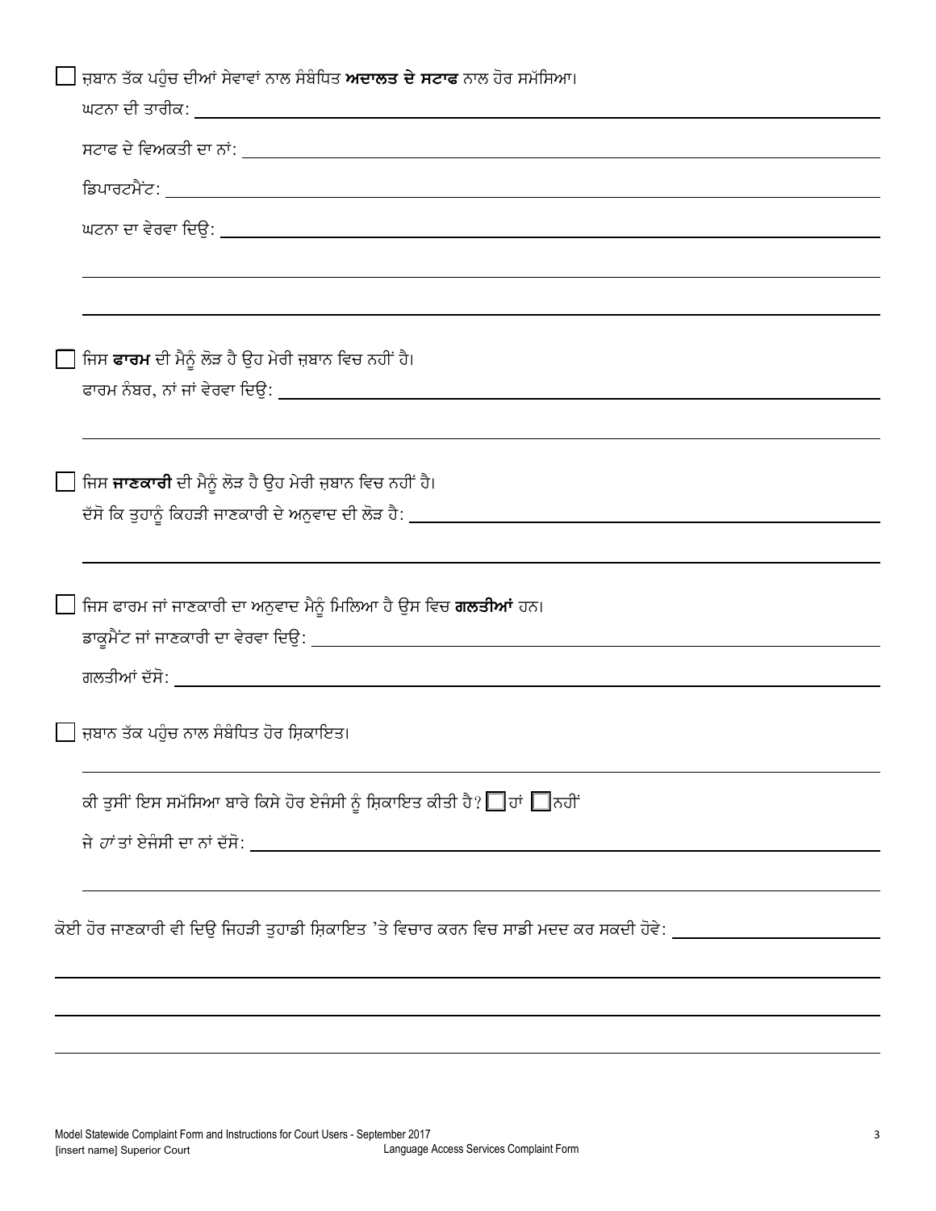☐ ਜ਼ਬਾਨ ਤੱਕ ਪਹੁੰਚ ਦੀਆਂ ਸੇਵਾਵਾਂ ਨਾਲ ਸੰਬੰਧਿਤ **ਅਦਾਲਤ ਦੇ ਸਟਾਫ** ਨਾਲ ਹੋਰ ਸਮੱਸਿਆ।

ਘਟਨਾ ਦੀ ਤਾਰੀਕ: ______________________________

ਸਟਾਫ ਦੇ ਵਿਅਕਤੀ ਦਾ ਨਾਂ: ______________________________

ਡਿਪਾਰਟਮੈਂਟ: ______________________________

ਘਟਨਾ ਦਾ ਵੇਰਵਾ ਦਿਉ: ______________________________

______________________________

______________________________

☐ ਜਿਸ **ਫਾਰਮ** ਦੀ ਮੈਨੂੰ ਲੋੜ ਹੈ ਉਹ ਮੇਰੀ ਜ਼ਬਾਨ ਵਿਚ ਨਹੀਂ ਹੈ।

ਫਾਰਮ ਨੰਬਰ, ਨਾਂ ਜਾਂ ਵੇਰਵਾ ਦਿਉ: ______________________________

______________________________

☐ ਜਿਸ **ਜਾਣਕਾਰੀ** ਦੀ ਮੈਨੂੰ ਲੋੜ ਹੈ ਉਹ ਮੇਰੀ ਜ਼ਬਾਨ ਵਿਚ ਨਹੀਂ ਹੈ।

ਦੱਸੋ ਕਿ ਤੁਹਾਨੂੰ ਕਿਹੜੀ ਜਾਣਕਾਰੀ ਦੇ ਅਨੁਵਾਦ ਦੀ ਲੋੜ ਹੈ: ______________________________

______________________________

☐ ਜਿਸ ਫਾਰਮ ਜਾਂ ਜਾਣਕਾਰੀ ਦਾ ਅਨੁਵਾਦ ਮੈਨੂੰ ਮਿਲਿਆ ਹੈ ਉਸ ਵਿਚ **ਗਲਤੀਆਂ** ਹਨ।

ਡਾਕੂਮੈਂਟ ਜਾਂ ਜਾਣਕਾਰੀ ਦਾ ਵੇਰਵਾ ਦਿਉ: ______________________________

ਗਲਤੀਆਂ ਦੱਸੋ: ______________________________

☐ ਜ਼ਬਾਨ ਤੱਕ ਪਹੁੰਚ ਨਾਲ ਸੰਬੰਧਿਤ ਹੋਰ ਸ਼ਿਕਾਇਤ।

______________________________

ਕੀ ਤੁਸੀਂ ਇਸ ਸਮੱਸਿਆ ਬਾਰੇ ਕਿਸੇ ਹੋਰ ਏਜੰਸੀ ਨੂੰ ਸ਼ਿਕਾਇਤ ਕੀਤੀ ਹੈ? ☐ ਹਾਂ ☐ ਨਹੀਂ

ਜੇ *ਹਾਂ* ਤਾਂ ਏਜੰਸੀ ਦਾ ਨਾਂ ਦੱਸੋ: ______________________________

______________________________

ਕੋਈ ਹੋਰ ਜਾਣਕਾਰੀ ਵੀ ਦਿਉ ਜਿਹੜੀ ਤੁਹਾਡੀ ਸ਼ਿਕਾਇਤ 'ਤੇ ਵਿਚਾਰ ਕਰਨ ਵਿਚ ਸਾਡੀ ਮਦਦ ਕਰ ਸਕਦੀ ਹੋਵੇ: ______________________________

______________________________

______________________________

______________________________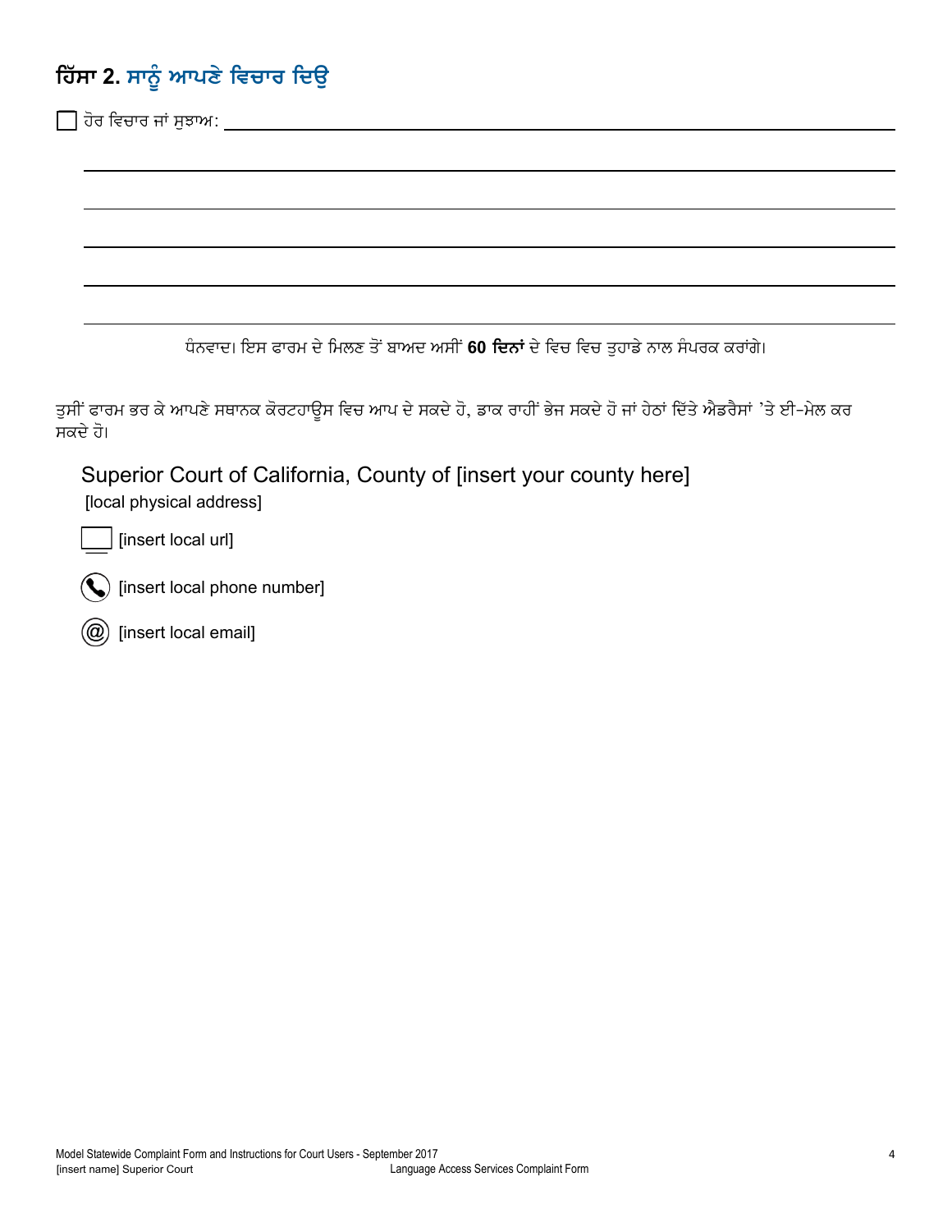## ਹਿੱਸਾ 2. ਸਾਨੂੰ ਆਪਣੇ ਵਿਚਾਰ ਦਿਉ

☐ ਹੋਰ ਵਿਚਾਰ ਜਾਂ ਸੁਝਾਅ: ______________________________________________

______________________________________________

______________________________________________

______________________________________________

______________________________________________

______________________________________________

ਧੰਨਵਾਦ। ਇਸ ਫਾਰਮ ਦੇ ਮਿਲਣ ਤੋਂ ਬਾਅਦ ਅਸੀਂ **60 ਦਿਨਾਂ** ਦੇ ਵਿਚ ਵਿਚ ਤੁਹਾਡੇ ਨਾਲ ਸੰਪਰਕ ਕਰਾਂਗੇ।

ਤੁਸੀਂ ਫਾਰਮ ਭਰ ਕੇ ਆਪਣੇ ਸਥਾਨਕ ਕੋਰਟਹਾਊਸ ਵਿਚ ਆਪ ਦੇ ਸਕਦੇ ਹੋ, ਡਾਕ ਰਾਹੀਂ ਭੇਜ ਸਕਦੇ ਹੋ ਜਾਂ ਹੇਠਾਂ ਦਿੱਤੇ ਐਡਰੈਸਾਂ 'ਤੇ ਈ-ਮੇਲ ਕਰ ਸਕਦੇ ਹੋ।

Superior Court of California, County of [insert your county here]
[local physical address]

[insert local url]

[insert local phone number]

[insert local email]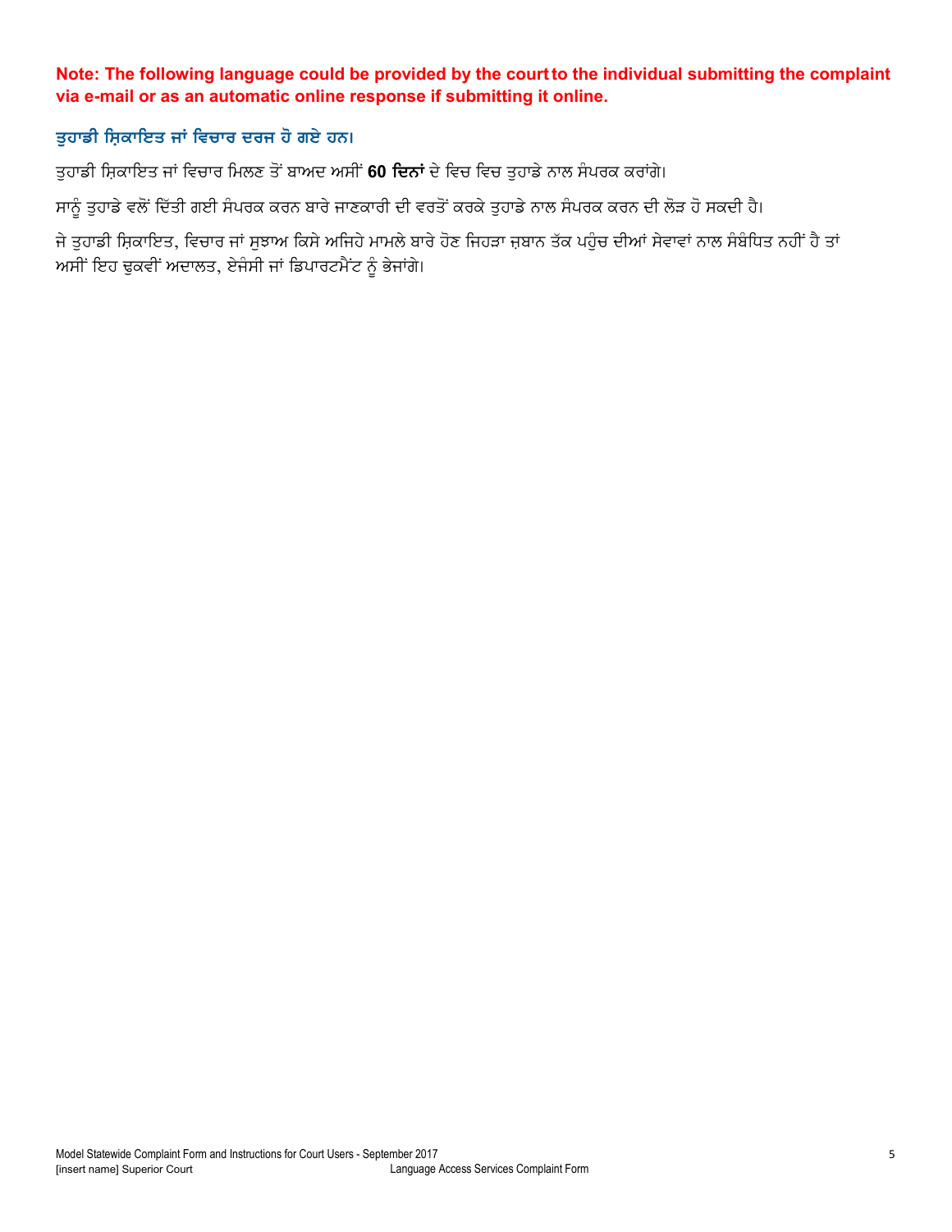**Note: The following language could be provided by the court to the individual submitting the complaint via e-mail or as an automatic online response if submitting it online.**

### ਤੁਹਾਡੀ ਸ਼ਿਕਾਇਤ ਜਾਂ ਵਿਚਾਰ ਦਰਜ ਹੋ ਗਏ ਹਨ।

ਤੁਹਾਡੀ ਸ਼ਿਕਾਇਤ ਜਾਂ ਵਿਚਾਰ ਮਿਲਣ ਤੋਂ ਬਾਅਦ ਅਸੀਂ **60 ਦਿਨਾਂ** ਦੇ ਵਿਚ ਵਿਚ ਤੁਹਾਡੇ ਨਾਲ ਸੰਪਰਕ ਕਰਾਂਗੇ।

ਸਾਨੂੰ ਤੁਹਾਡੇ ਵਲੋਂ ਦਿੱਤੀ ਗਈ ਸੰਪਰਕ ਕਰਨ ਬਾਰੇ ਜਾਣਕਾਰੀ ਦੀ ਵਰਤੋਂ ਕਰਕੇ ਤੁਹਾਡੇ ਨਾਲ ਸੰਪਰਕ ਕਰਨ ਦੀ ਲੋੜ ਹੋ ਸਕਦੀ ਹੈ।

ਜੇ ਤੁਹਾਡੀ ਸ਼ਿਕਾਇਤ, ਵਿਚਾਰ ਜਾਂ ਸੁਝਾਅ ਕਿਸੇ ਅਜਿਹੇ ਮਾਮਲੇ ਬਾਰੇ ਹੋਣ ਜਿਹੜਾ ਜ਼ਬਾਨ ਤੱਕ ਪਹੁੰਚ ਦੀਆਂ ਸੇਵਾਵਾਂ ਨਾਲ ਸੰਬੰਧਿਤ ਨਹੀਂ ਹੈ ਤਾਂ ਅਸੀਂ ਇਹ ਢੁਕਵੀਂ ਅਦਾਲਤ, ਏਜੰਸੀ ਜਾਂ ਡਿਪਾਰਟਮੈਂਟ ਨੂੰ ਭੇਜਾਂਗੇ।